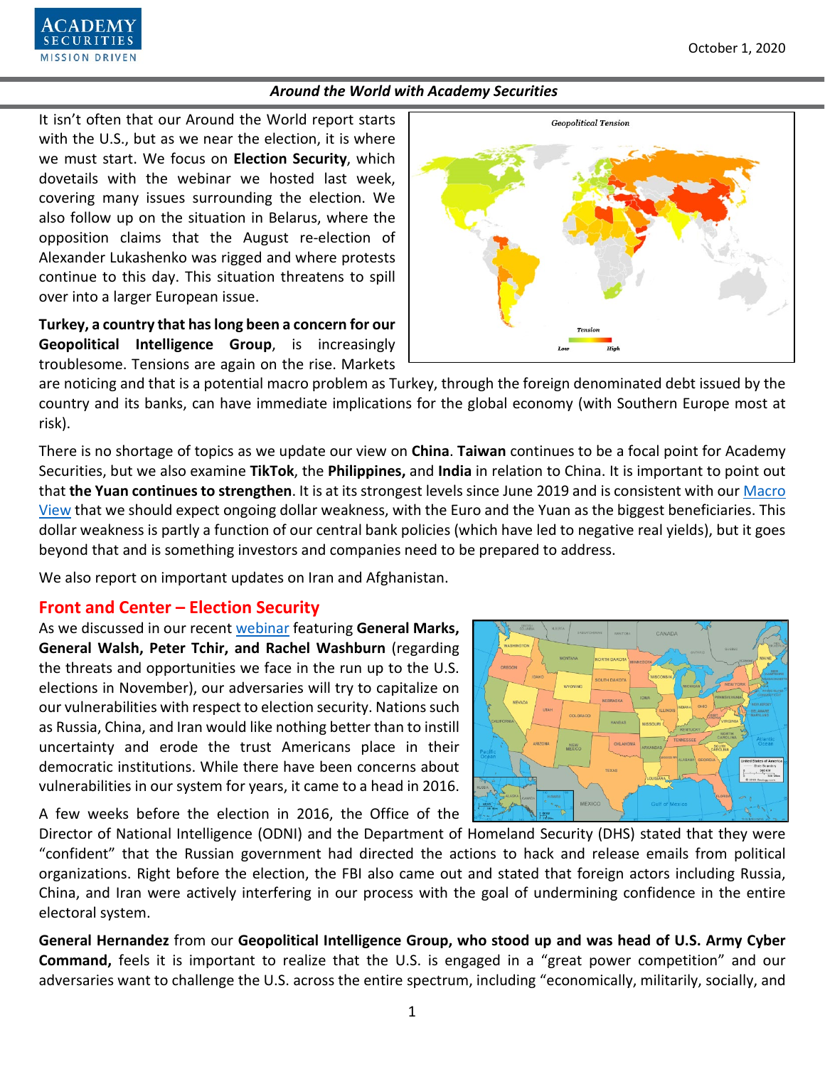*Around the World with Academy Securities*

It isn't often that our Around the World report starts with the U.S., but as we near the election, it is where we must start. We focus on **Election Security**, which dovetails with the webinar we hosted last week, covering many issues surrounding the election. We also follow up on the situation in Belarus, where the opposition claims that the August re-election of Alexander Lukashenko was rigged and where protests continue to this day. This situation threatens to spill over into a larger European issue.

**Turkey, a country that has long been a concern for our Geopolitical Intelligence Group**, is increasingly troublesome. Tensions are again on the rise. Markets are noticing and that is a potential macro problem as Turkey, through the foreign denominated debt issued by the country and its banks, can have immediate implications for the global economy (with Southern Europe most at risk).

There is no shortage of topics as we update our view on **China**. **Taiwan** continues to be a focal point for Academy Securities, but we also examine **TikTok**, the **Philippines,** and **India** in relation to China. It is important to point out that **the Yuan continues to strengthen**. It is at its strongest levels since June 2019 and is consistent with our Macro View that we should expect ongoing dollar weakness, with the Euro and the Yuan as the biggest beneficiaries. This dollar weakness is partly a function of our central bank policies (which have led to negative real yields), but it goes beyond that and is something investors and companies need to be prepared to address.

We also report on important updates on Iran and Afghanistan.

## Front and Center – Election Security

As we discussed in our recent webinar featuring **General Marks, General Walsh, Peter Tchir, and Rachel Washburn** (regarding the threats and opportunities we face in the run up to the U.S. elections in November), our adversaries will try to capitalize on our vulnerabilities with respect to election security. Nations such as Russia, China, and Iran would like nothing better than to instill uncertainty and erode the trust Americans place in their democratic institutions. While there have been concerns about vulnerabilities in our system for years, it came to a head in 2016.

A few weeks before the election in 2016, the Office of the Director of National Intelligence (ODNI) and the Department of Homeland Security (DHS) stated that they were "confident" that the Russian government had directed the actions to hack and release emails from political organizations. Right before the election, the FBI also came out and stated that foreign actors including Russia, China, and Iran were actively interfering in our process with the goal of undermining confidence in the entire electoral system.

**General Hernandez** from our **Geopolitical Intelligence Group, who stood up and was head of U.S. Army Cyber Command,** feels it is important to realize that the U.S. is engaged in a "great power competition" and our adversaries want to challenge the U.S. across the entire spectrum, including "economically, militarily, socially, and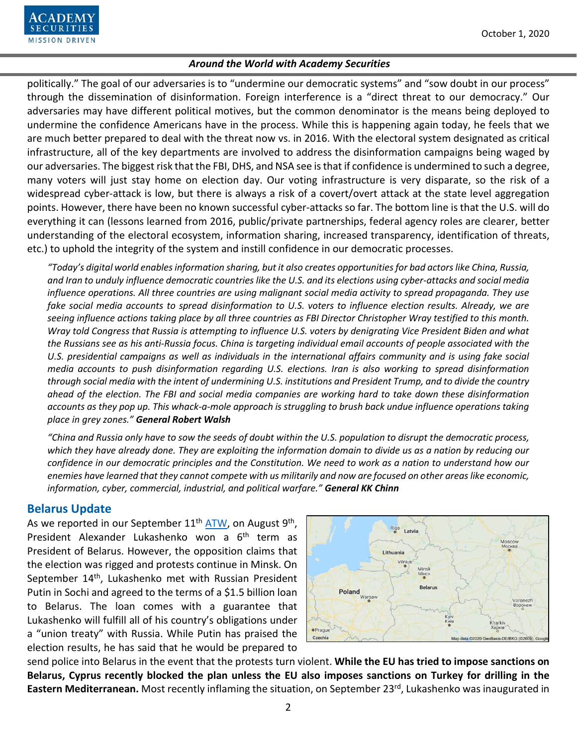politically." The goal of our adversaries is to "undermine our democratic systems" and "sow doubt in our process" through the dissemination of disinformation. Foreign interference is a "direct threat to our democracy." Our adversaries may have different political motives, but the common denominator is the means being deployed to undermine the confidence Americans have in the process. While this is happening again today, he feels that we are much better prepared to deal with the threat now vs. in 2016. With the electoral system designated as critical infrastructure, all of the key departments are involved to address the disinformation campaigns being waged by our adversaries. The biggest risk that the FBI, DHS, and NSA see is that if confidence is undermined to such a degree, many voters will just stay home on election day. Our voting infrastructure is very disparate, so the risk of a widespread cyber-attack is low, but there is always a risk of a covert/overt attack at the state level aggregation points. However, there have been no known successful cyber-attacks so far. The bottom line is that the U.S. will do everything it can (lessons learned from 2016, public/private partnerships, federal agency roles are clearer, better understanding of the electoral ecosystem, information sharing, increased transparency, identification of threats, etc.) to uphold the integrity of the system and instill confidence in our democratic processes.

> *"Today's digital world enables information sharing, but it also creates opportunities for bad actors like China, Russia, and Iran to unduly influence democratic countries like the U.S. and its elections using cyber-attacks and social media influence operations. All three countries are using malignant social media activity to spread propaganda. They use fake social media accounts to spread disinformation to U.S. voters to influence election results. Already, we are seeing influence actions taking place by all three countries as FBI Director Christopher Wray testified to this month. Wray told Congress that Russia is attempting to influence U.S. voters by denigrating Vice President Biden and what the Russians see as his anti-Russia focus. China is targeting individual email accounts of people associated with the U.S. presidential campaigns as well as individuals in the international affairs community and is using fake social media accounts to push disinformation regarding U.S. elections. Iran is also working to spread disinformation through social media with the intent of undermining U.S. institutions and President Trump, and to divide the country ahead of the election. The FBI and social media companies are working hard to take down these disinformation accounts as they pop up. This whack-a-mole approach is struggling to brush back undue influence operations taking place in grey zones."* ***General Robert Walsh***

> *"China and Russia only have to sow the seeds of doubt within the U.S. population to disrupt the democratic process, which they have already done. They are exploiting the information domain to divide us as a nation by reducing our confidence in our democratic principles and the Constitution. We need to work as a nation to understand how our enemies have learned that they cannot compete with us militarily and now are focused on other areas like economic, information, cyber, commercial, industrial, and political warfare."* ***General KK Chinn***

## Belarus Update

As we reported in our September 11th ATW, on August 9th, President Alexander Lukashenko won a 6th term as President of Belarus. However, the opposition claims that the election was rigged and protests continue in Minsk. On September 14th, Lukashenko met with Russian President Putin in Sochi and agreed to the terms of a $1.5 billion loan to Belarus. The loan comes with a guarantee that Lukashenko will fulfill all of his country's obligations under a "union treaty" with Russia. While Putin has praised the election results, he has said that he would be prepared to send police into Belarus in the event that the protests turn violent. **While the EU has tried to impose sanctions on Belarus, Cyprus recently blocked the plan unless the EU also imposes sanctions on Turkey for drilling in the Eastern Mediterranean.** Most recently inflaming the situation, on September 23rd, Lukashenko was inaugurated in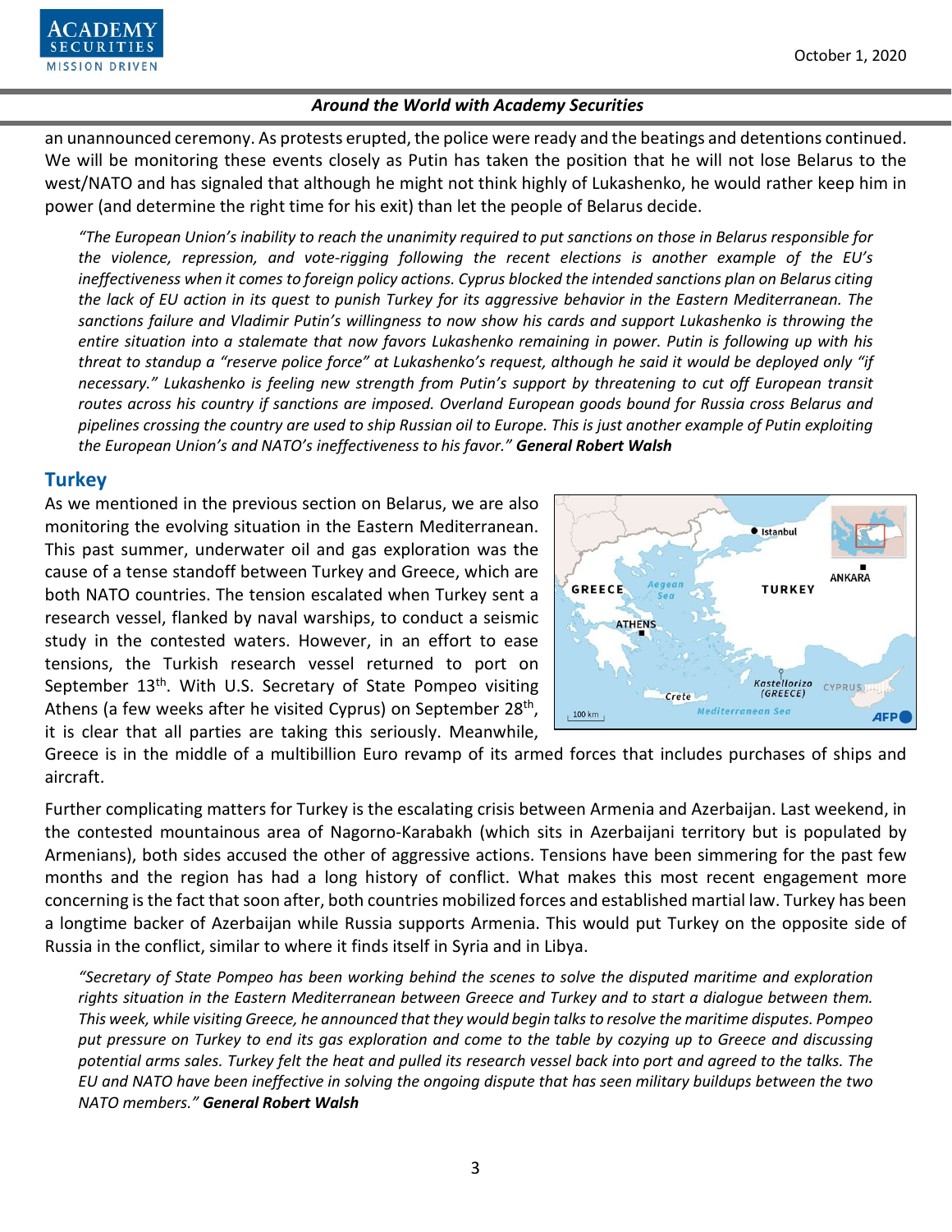an unannounced ceremony. As protests erupted, the police were ready and the beatings and detentions continued. We will be monitoring these events closely as Putin has taken the position that he will not lose Belarus to the west/NATO and has signaled that although he might not think highly of Lukashenko, he would rather keep him in power (and determine the right time for his exit) than let the people of Belarus decide.

> *"The European Union's inability to reach the unanimity required to put sanctions on those in Belarus responsible for the violence, repression, and vote-rigging following the recent elections is another example of the EU's ineffectiveness when it comes to foreign policy actions. Cyprus blocked the intended sanctions plan on Belarus citing the lack of EU action in its quest to punish Turkey for its aggressive behavior in the Eastern Mediterranean. The sanctions failure and Vladimir Putin's willingness to now show his cards and support Lukashenko is throwing the entire situation into a stalemate that now favors Lukashenko remaining in power. Putin is following up with his threat to standup a "reserve police force" at Lukashenko's request, although he said it would be deployed only "if necessary." Lukashenko is feeling new strength from Putin's support by threatening to cut off European transit routes across his country if sanctions are imposed. Overland European goods bound for Russia cross Belarus and pipelines crossing the country are used to ship Russian oil to Europe. This is just another example of Putin exploiting the European Union's and NATO's ineffectiveness to his favor."* ***General Robert Walsh***

## Turkey

As we mentioned in the previous section on Belarus, we are also monitoring the evolving situation in the Eastern Mediterranean. This past summer, underwater oil and gas exploration was the cause of a tense standoff between Turkey and Greece, which are both NATO countries. The tension escalated when Turkey sent a research vessel, flanked by naval warships, to conduct a seismic study in the contested waters. However, in an effort to ease tensions, the Turkish research vessel returned to port on September 13th. With U.S. Secretary of State Pompeo visiting Athens (a few weeks after he visited Cyprus) on September 28th, it is clear that all parties are taking this seriously. Meanwhile, Greece is in the middle of a multibillion Euro revamp of its armed forces that includes purchases of ships and aircraft.

Further complicating matters for Turkey is the escalating crisis between Armenia and Azerbaijan. Last weekend, in the contested mountainous area of Nagorno-Karabakh (which sits in Azerbaijani territory but is populated by Armenians), both sides accused the other of aggressive actions. Tensions have been simmering for the past few months and the region has had a long history of conflict. What makes this most recent engagement more concerning is the fact that soon after, both countries mobilized forces and established martial law. Turkey has been a longtime backer of Azerbaijan while Russia supports Armenia. This would put Turkey on the opposite side of Russia in the conflict, similar to where it finds itself in Syria and in Libya.

> *"Secretary of State Pompeo has been working behind the scenes to solve the disputed maritime and exploration rights situation in the Eastern Mediterranean between Greece and Turkey and to start a dialogue between them. This week, while visiting Greece, he announced that they would begin talks to resolve the maritime disputes. Pompeo put pressure on Turkey to end its gas exploration and come to the table by cozying up to Greece and discussing potential arms sales. Turkey felt the heat and pulled its research vessel back into port and agreed to the talks. The EU and NATO have been ineffective in solving the ongoing dispute that has seen military buildups between the two NATO members."* ***General Robert Walsh***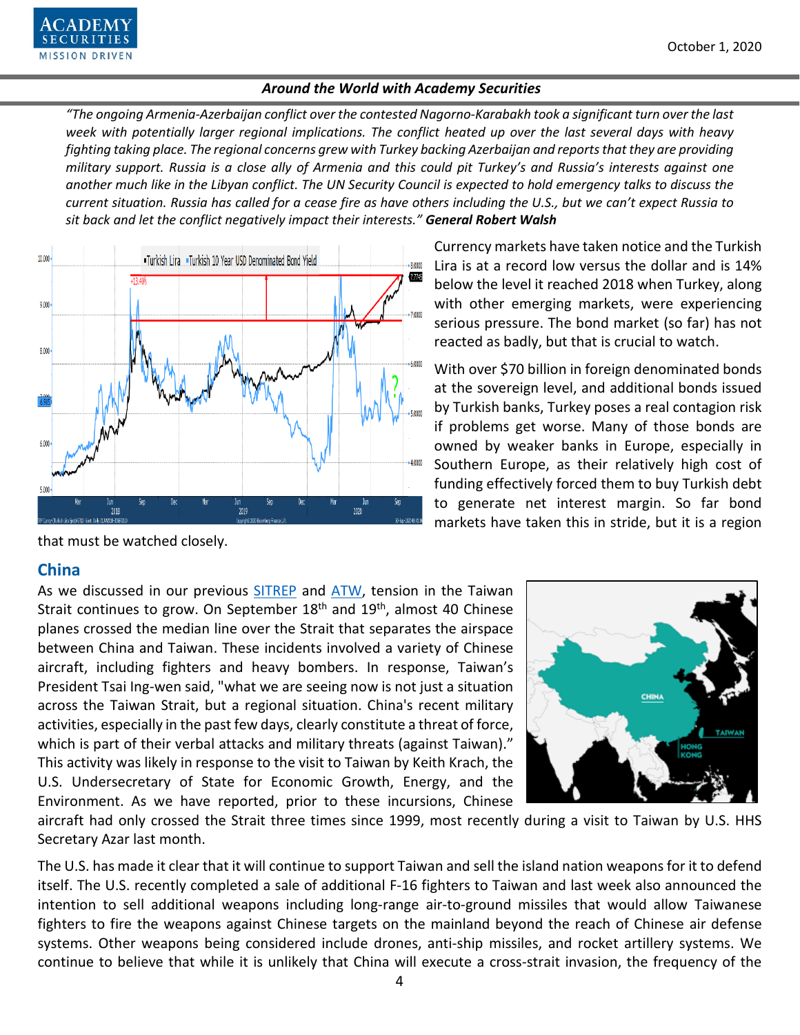*"The ongoing Armenia-Azerbaijan conflict over the contested Nagorno-Karabakh took a significant turn over the last week with potentially larger regional implications. The conflict heated up over the last several days with heavy fighting taking place. The regional concerns grew with Turkey backing Azerbaijan and reports that they are providing military support. Russia is a close ally of Armenia and this could pit Turkey's and Russia's interests against one another much like in the Libyan conflict. The UN Security Council is expected to hold emergency talks to discuss the current situation. Russia has called for a cease fire as have others including the U.S., but we can't expect Russia to sit back and let the conflict negatively impact their interests."* ***General Robert Walsh***

Currency markets have taken notice and the Turkish Lira is at a record low versus the dollar and is 14% below the level it reached 2018 when Turkey, along with other emerging markets, were experiencing serious pressure. The bond market (so far) has not reacted as badly, but that is crucial to watch.

With over $70 billion in foreign denominated bonds at the sovereign level, and additional bonds issued by Turkish banks, Turkey poses a real contagion risk if problems get worse. Many of those bonds are owned by weaker banks in Europe, especially in Southern Europe, as their relatively high cost of funding effectively forced them to buy Turkish debt to generate net interest margin. So far bond markets have taken this in stride, but it is a region that must be watched closely.

## China

As we discussed in our previous SITREP and ATW, tension in the Taiwan Strait continues to grow. On September 18th and 19th, almost 40 Chinese planes crossed the median line over the Strait that separates the airspace between China and Taiwan. These incidents involved a variety of Chinese aircraft, including fighters and heavy bombers. In response, Taiwan's President Tsai Ing-wen said, "what we are seeing now is not just a situation across the Taiwan Strait, but a regional situation. China's recent military activities, especially in the past few days, clearly constitute a threat of force, which is part of their verbal attacks and military threats (against Taiwan)." This activity was likely in response to the visit to Taiwan by Keith Krach, the U.S. Undersecretary of State for Economic Growth, Energy, and the Environment. As we have reported, prior to these incursions, Chinese aircraft had only crossed the Strait three times since 1999, most recently during a visit to Taiwan by U.S. HHS Secretary Azar last month.

The U.S. has made it clear that it will continue to support Taiwan and sell the island nation weapons for it to defend itself. The U.S. recently completed a sale of additional F-16 fighters to Taiwan and last week also announced the intention to sell additional weapons including long-range air-to-ground missiles that would allow Taiwanese fighters to fire the weapons against Chinese targets on the mainland beyond the reach of Chinese air defense systems. Other weapons being considered include drones, anti-ship missiles, and rocket artillery systems. We continue to believe that while it is unlikely that China will execute a cross-strait invasion, the frequency of the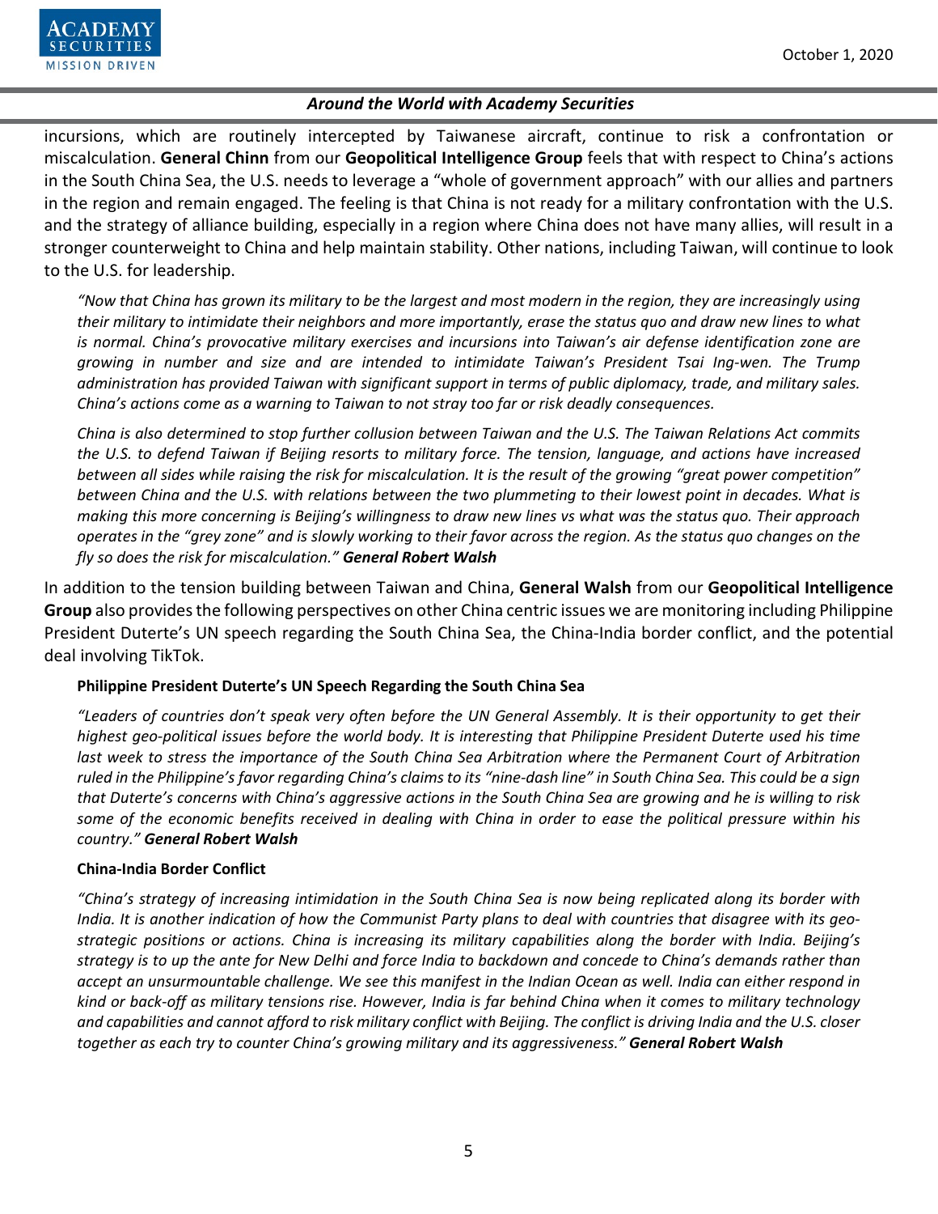incursions, which are routinely intercepted by Taiwanese aircraft, continue to risk a confrontation or miscalculation. **General Chinn** from our **Geopolitical Intelligence Group** feels that with respect to China's actions in the South China Sea, the U.S. needs to leverage a "whole of government approach" with our allies and partners in the region and remain engaged. The feeling is that China is not ready for a military confrontation with the U.S. and the strategy of alliance building, especially in a region where China does not have many allies, will result in a stronger counterweight to China and help maintain stability. Other nations, including Taiwan, will continue to look to the U.S. for leadership.

> *"Now that China has grown its military to be the largest and most modern in the region, they are increasingly using their military to intimidate their neighbors and more importantly, erase the status quo and draw new lines to what is normal. China's provocative military exercises and incursions into Taiwan's air defense identification zone are growing in number and size and are intended to intimidate Taiwan's President Tsai Ing-wen. The Trump administration has provided Taiwan with significant support in terms of public diplomacy, trade, and military sales. China's actions come as a warning to Taiwan to not stray too far or risk deadly consequences.*
>
> *China is also determined to stop further collusion between Taiwan and the U.S. The Taiwan Relations Act commits the U.S. to defend Taiwan if Beijing resorts to military force. The tension, language, and actions have increased between all sides while raising the risk for miscalculation. It is the result of the growing "great power competition" between China and the U.S. with relations between the two plummeting to their lowest point in decades. What is making this more concerning is Beijing's willingness to draw new lines vs what was the status quo. Their approach operates in the "grey zone" and is slowly working to their favor across the region. As the status quo changes on the fly so does the risk for miscalculation."* ***General Robert Walsh***

In addition to the tension building between Taiwan and China, **General Walsh** from our **Geopolitical Intelligence Group** also provides the following perspectives on other China centric issues we are monitoring including Philippine President Duterte's UN speech regarding the South China Sea, the China-India border conflict, and the potential deal involving TikTok.

**Philippine President Duterte's UN Speech Regarding the South China Sea**

> *"Leaders of countries don't speak very often before the UN General Assembly. It is their opportunity to get their highest geo-political issues before the world body. It is interesting that Philippine President Duterte used his time last week to stress the importance of the South China Sea Arbitration where the Permanent Court of Arbitration ruled in the Philippine's favor regarding China's claims to its "nine-dash line" in South China Sea. This could be a sign that Duterte's concerns with China's aggressive actions in the South China Sea are growing and he is willing to risk some of the economic benefits received in dealing with China in order to ease the political pressure within his country."* ***General Robert Walsh***

**China-India Border Conflict**

> *"China's strategy of increasing intimidation in the South China Sea is now being replicated along its border with India. It is another indication of how the Communist Party plans to deal with countries that disagree with its geo-strategic positions or actions. China is increasing its military capabilities along the border with India. Beijing's strategy is to up the ante for New Delhi and force India to backdown and concede to China's demands rather than accept an unsurmountable challenge. We see this manifest in the Indian Ocean as well. India can either respond in kind or back-off as military tensions rise. However, India is far behind China when it comes to military technology and capabilities and cannot afford to risk military conflict with Beijing. The conflict is driving India and the U.S. closer together as each try to counter China's growing military and its aggressiveness."* ***General Robert Walsh***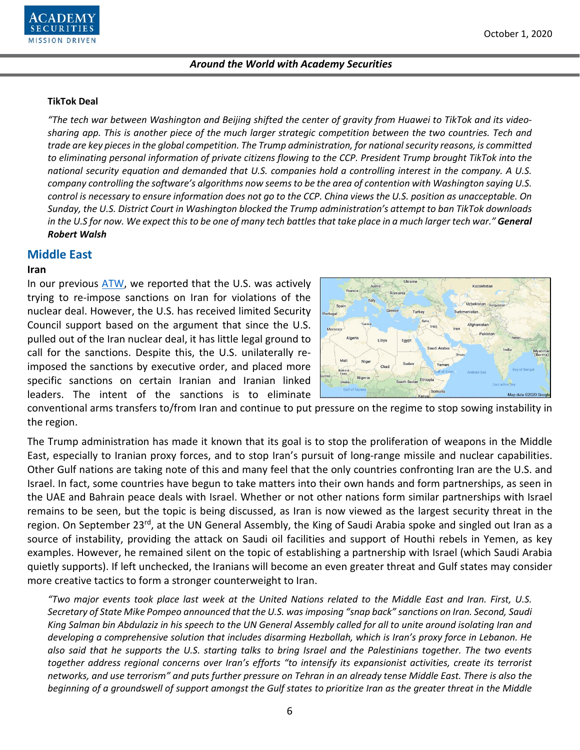**TikTok Deal**

*"The tech war between Washington and Beijing shifted the center of gravity from Huawei to TikTok and its video-sharing app. This is another piece of the much larger strategic competition between the two countries. Tech and trade are key pieces in the global competition. The Trump administration, for national security reasons, is committed to eliminating personal information of private citizens flowing to the CCP. President Trump brought TikTok into the national security equation and demanded that U.S. companies hold a controlling interest in the company. A U.S. company controlling the software's algorithms now seems to be the area of contention with Washington saying U.S. control is necessary to ensure information does not go to the CCP. China views the U.S. position as unacceptable. On Sunday, the U.S. District Court in Washington blocked the Trump administration's attempt to ban TikTok downloads in the U.S for now. We expect this to be one of many tech battles that take place in a much larger tech war."* ***General Robert Walsh***

## Middle East

**Iran**

In our previous ATW, we reported that the U.S. was actively trying to re-impose sanctions on Iran for violations of the nuclear deal. However, the U.S. has received limited Security Council support based on the argument that since the U.S. pulled out of the Iran nuclear deal, it has little legal ground to call for the sanctions. Despite this, the U.S. unilaterally re-imposed the sanctions by executive order, and placed more specific sanctions on certain Iranian and Iranian linked leaders. The intent of the sanctions is to eliminate conventional arms transfers to/from Iran and continue to put pressure on the regime to stop sowing instability in the region.

The Trump administration has made it known that its goal is to stop the proliferation of weapons in the Middle East, especially to Iranian proxy forces, and to stop Iran's pursuit of long-range missile and nuclear capabilities. Other Gulf nations are taking note of this and many feel that the only countries confronting Iran are the U.S. and Israel. In fact, some countries have begun to take matters into their own hands and form partnerships, as seen in the UAE and Bahrain peace deals with Israel. Whether or not other nations form similar partnerships with Israel remains to be seen, but the topic is being discussed, as Iran is now viewed as the largest security threat in the region. On September 23rd, at the UN General Assembly, the King of Saudi Arabia spoke and singled out Iran as a source of instability, providing the attack on Saudi oil facilities and support of Houthi rebels in Yemen, as key examples. However, he remained silent on the topic of establishing a partnership with Israel (which Saudi Arabia quietly supports). If left unchecked, the Iranians will become an even greater threat and Gulf states may consider more creative tactics to form a stronger counterweight to Iran.

*"Two major events took place last week at the United Nations related to the Middle East and Iran. First, U.S. Secretary of State Mike Pompeo announced that the U.S. was imposing "snap back" sanctions on Iran. Second, Saudi King Salman bin Abdulaziz in his speech to the UN General Assembly called for all to unite around isolating Iran and developing a comprehensive solution that includes disarming Hezbollah, which is Iran's proxy force in Lebanon. He also said that he supports the U.S. starting talks to bring Israel and the Palestinians together. The two events together address regional concerns over Iran's efforts "to intensify its expansionist activities, create its terrorist networks, and use terrorism" and puts further pressure on Tehran in an already tense Middle East. There is also the beginning of a groundswell of support amongst the Gulf states to prioritize Iran as the greater threat in the Middle*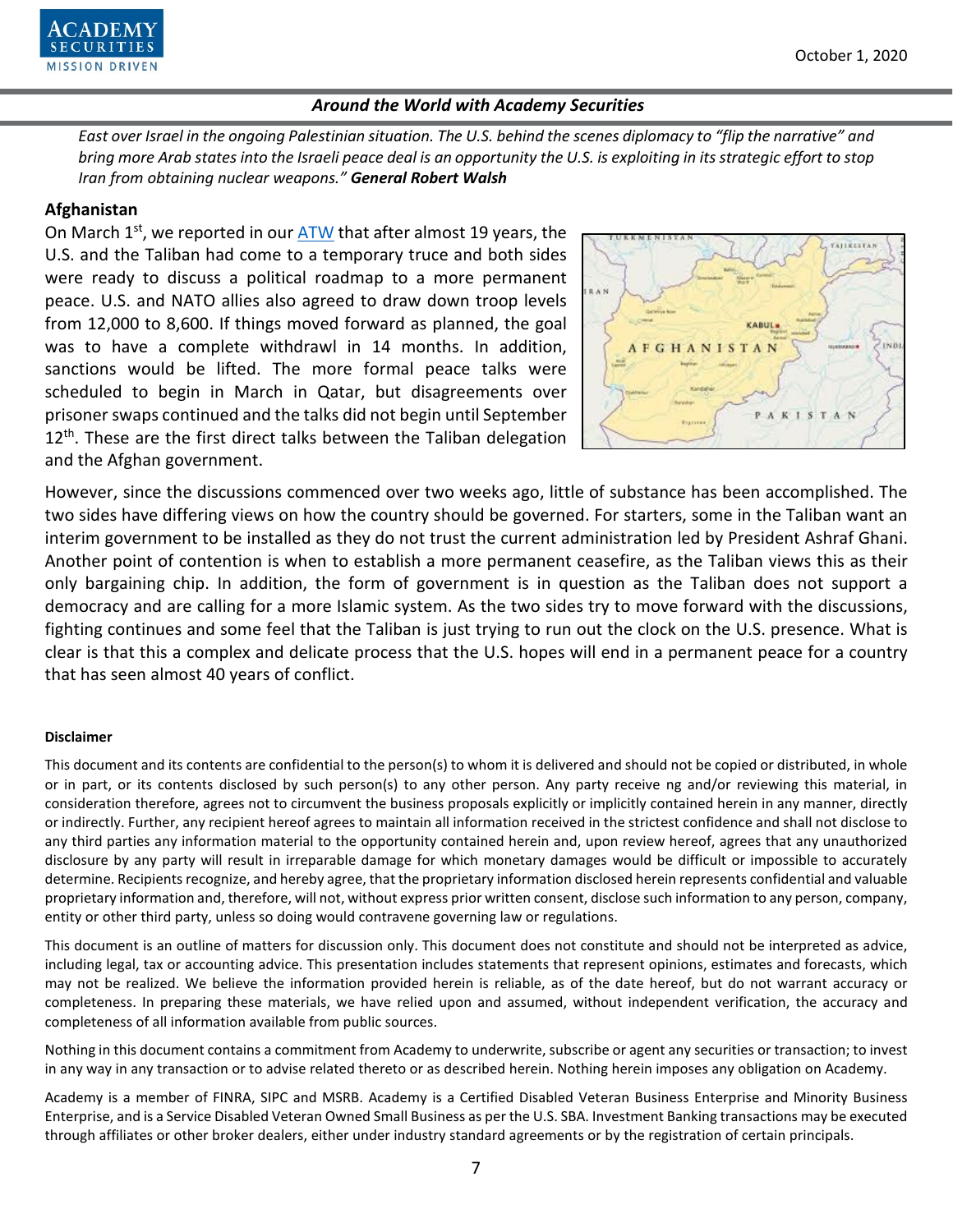*East over Israel in the ongoing Palestinian situation. The U.S. behind the scenes diplomacy to "flip the narrative" and bring more Arab states into the Israeli peace deal is an opportunity the U.S. is exploiting in its strategic effort to stop Iran from obtaining nuclear weapons." **General Robert Walsh***

## Afghanistan

On March 1st, we reported in our ATW that after almost 19 years, the U.S. and the Taliban had come to a temporary truce and both sides were ready to discuss a political roadmap to a more permanent peace. U.S. and NATO allies also agreed to draw down troop levels from 12,000 to 8,600. If things moved forward as planned, the goal was to have a complete withdrawl in 14 months. In addition, sanctions would be lifted. The more formal peace talks were scheduled to begin in March in Qatar, but disagreements over prisoner swaps continued and the talks did not begin until September 12th. These are the first direct talks between the Taliban delegation and the Afghan government.

However, since the discussions commenced over two weeks ago, little of substance has been accomplished. The two sides have differing views on how the country should be governed. For starters, some in the Taliban want an interim government to be installed as they do not trust the current administration led by President Ashraf Ghani. Another point of contention is when to establish a more permanent ceasefire, as the Taliban views this as their only bargaining chip. In addition, the form of government is in question as the Taliban does not support a democracy and are calling for a more Islamic system. As the two sides try to move forward with the discussions, fighting continues and some feel that the Taliban is just trying to run out the clock on the U.S. presence. What is clear is that this a complex and delicate process that the U.S. hopes will end in a permanent peace for a country that has seen almost 40 years of conflict.

#### Disclaimer

This document and its contents are confidential to the person(s) to whom it is delivered and should not be copied or distributed, in whole or in part, or its contents disclosed by such person(s) to any other person. Any party receive ng and/or reviewing this material, in consideration therefore, agrees not to circumvent the business proposals explicitly or implicitly contained herein in any manner, directly or indirectly. Further, any recipient hereof agrees to maintain all information received in the strictest confidence and shall not disclose to any third parties any information material to the opportunity contained herein and, upon review hereof, agrees that any unauthorized disclosure by any party will result in irreparable damage for which monetary damages would be difficult or impossible to accurately determine. Recipients recognize, and hereby agree, that the proprietary information disclosed herein represents confidential and valuable proprietary information and, therefore, will not, without express prior written consent, disclose such information to any person, company, entity or other third party, unless so doing would contravene governing law or regulations.

This document is an outline of matters for discussion only. This document does not constitute and should not be interpreted as advice, including legal, tax or accounting advice. This presentation includes statements that represent opinions, estimates and forecasts, which may not be realized. We believe the information provided herein is reliable, as of the date hereof, but do not warrant accuracy or completeness. In preparing these materials, we have relied upon and assumed, without independent verification, the accuracy and completeness of all information available from public sources.

Nothing in this document contains a commitment from Academy to underwrite, subscribe or agent any securities or transaction; to invest in any way in any transaction or to advise related thereto or as described herein. Nothing herein imposes any obligation on Academy.

Academy is a member of FINRA, SIPC and MSRB. Academy is a Certified Disabled Veteran Business Enterprise and Minority Business Enterprise, and is a Service Disabled Veteran Owned Small Business as per the U.S. SBA. Investment Banking transactions may be executed through affiliates or other broker dealers, either under industry standard agreements or by the registration of certain principals.